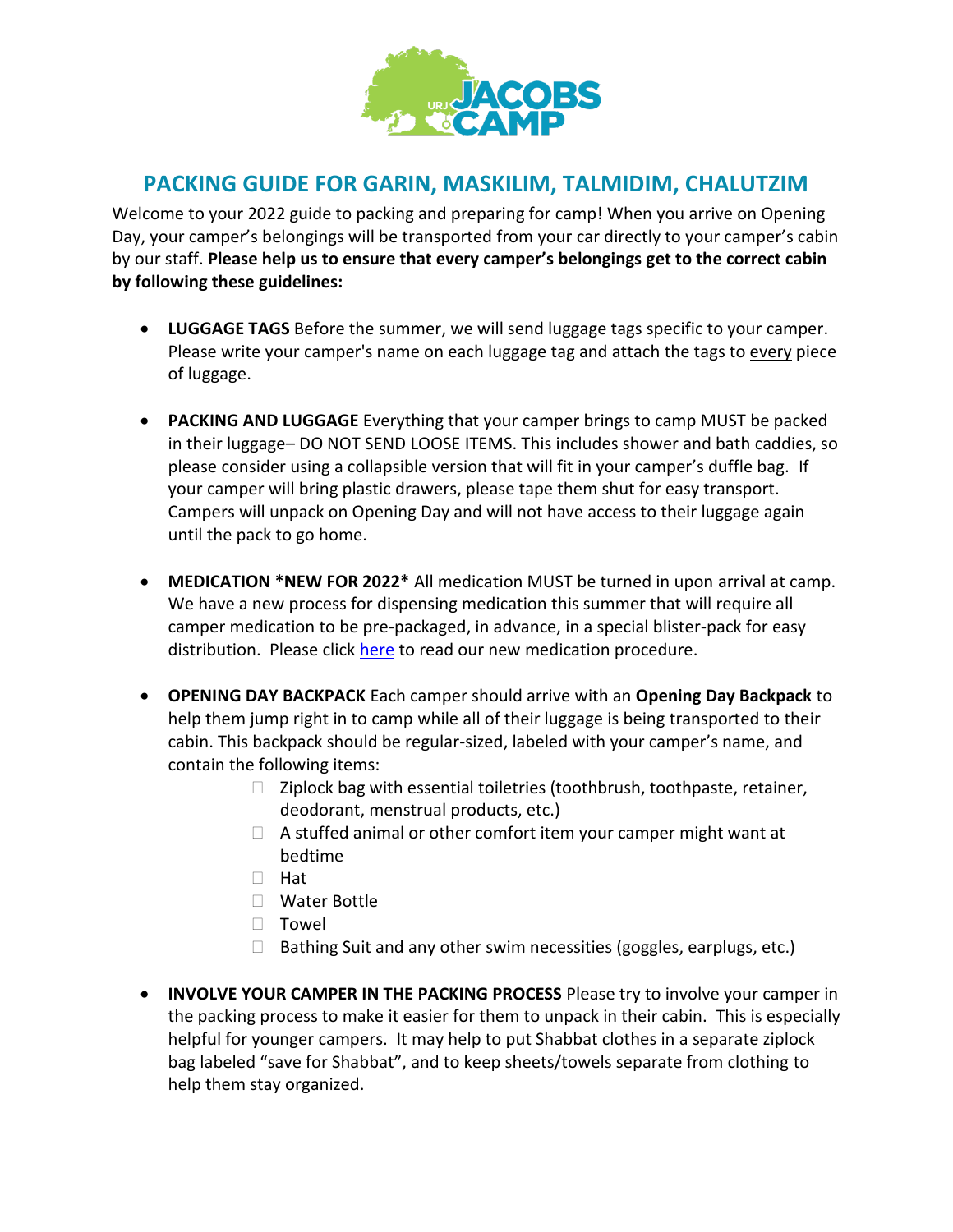# PACKING GUIDE FOR GARIN, MASKILIM, TALMIDIM, CHALUTZIM

Welcome to your 2022 guide to packing and preparing for camp! When you arrive on Opening Day, your camper's belongings will be transported from your car directly to your camper's cabin by our staff. **Please help us to ensure that every camper's belongings get to the correct cabin by following these guidelines:**

- **LUGGAGE TAGS** Before the summer, we will send luggage tags specific to your camper. Please write your camper's name on each luggage tag and attach the tags to every piece of luggage.

- **PACKING AND LUGGAGE** Everything that your camper brings to camp MUST be packed in their luggage– DO NOT SEND LOOSE ITEMS. This includes shower and bath caddies, so please consider using a collapsible version that will fit in your camper's duffle bag. If your camper will bring plastic drawers, please tape them shut for easy transport. Campers will unpack on Opening Day and will not have access to their luggage again until the pack to go home.

- **MEDICATION \*NEW FOR 2022\*** All medication MUST be turned in upon arrival at camp. We have a new process for dispensing medication this summer that will require all camper medication to be pre-packaged, in advance, in a special blister-pack for easy distribution. Please click here to read our new medication procedure.

- **OPENING DAY BACKPACK** Each camper should arrive with an **Opening Day Backpack** to help them jump right in to camp while all of their luggage is being transported to their cabin. This backpack should be regular-sized, labeled with your camper's name, and contain the following items:
  - ☐ Ziplock bag with essential toiletries (toothbrush, toothpaste, retainer, deodorant, menstrual products, etc.)
  - ☐ A stuffed animal or other comfort item your camper might want at bedtime
  - ☐ Hat
  - ☐ Water Bottle
  - ☐ Towel
  - ☐ Bathing Suit and any other swim necessities (goggles, earplugs, etc.)

- **INVOLVE YOUR CAMPER IN THE PACKING PROCESS** Please try to involve your camper in the packing process to make it easier for them to unpack in their cabin. This is especially helpful for younger campers. It may help to put Shabbat clothes in a separate ziplock bag labeled "save for Shabbat", and to keep sheets/towels separate from clothing to help them stay organized.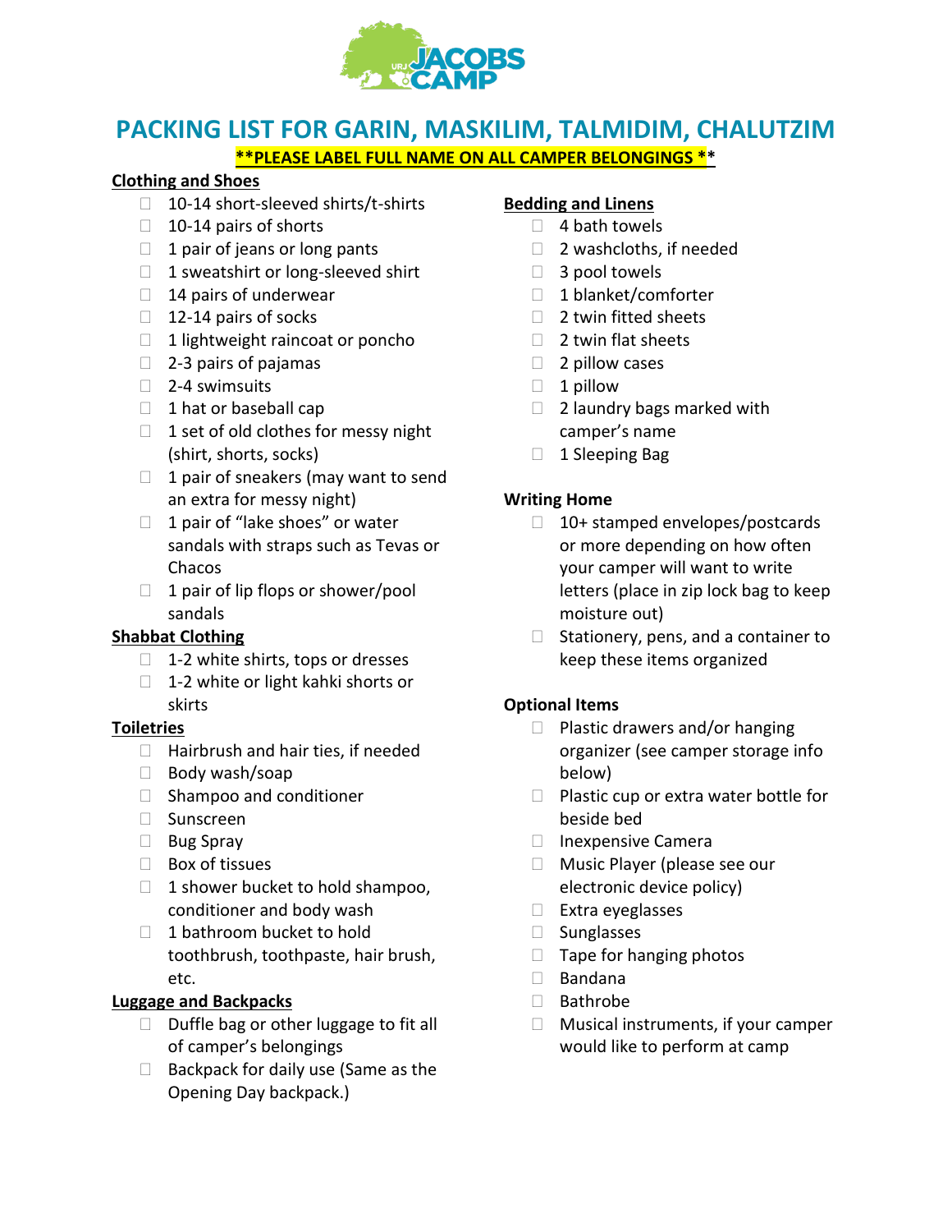# PACKING LIST FOR GARIN, MASKILIM, TALMIDIM, CHALUTZIM

**\*\*PLEASE LABEL FULL NAME ON ALL CAMPER BELONGINGS \*\***

## Clothing and Shoes

- ☐ 10-14 short-sleeved shirts/t-shirts
- ☐ 10-14 pairs of shorts
- ☐ 1 pair of jeans or long pants
- ☐ 1 sweatshirt or long-sleeved shirt
- ☐ 14 pairs of underwear
- ☐ 12-14 pairs of socks
- ☐ 1 lightweight raincoat or poncho
- ☐ 2-3 pairs of pajamas
- ☐ 2-4 swimsuits
- ☐ 1 hat or baseball cap
- ☐ 1 set of old clothes for messy night (shirt, shorts, socks)
- ☐ 1 pair of sneakers (may want to send an extra for messy night)
- ☐ 1 pair of "lake shoes" or water sandals with straps such as Tevas or Chacos
- ☐ 1 pair of lip flops or shower/pool sandals

## Shabbat Clothing

- ☐ 1-2 white shirts, tops or dresses
- ☐ 1-2 white or light kahki shorts or skirts

## Toiletries

- ☐ Hairbrush and hair ties, if needed
- ☐ Body wash/soap
- ☐ Shampoo and conditioner
- ☐ Sunscreen
- ☐ Bug Spray
- ☐ Box of tissues
- ☐ 1 shower bucket to hold shampoo, conditioner and body wash
- ☐ 1 bathroom bucket to hold toothbrush, toothpaste, hair brush, etc.

## Luggage and Backpacks

- ☐ Duffle bag or other luggage to fit all of camper's belongings
- ☐ Backpack for daily use (Same as the Opening Day backpack.)

## Bedding and Linens

- ☐ 4 bath towels
- ☐ 2 washcloths, if needed
- ☐ 3 pool towels
- ☐ 1 blanket/comforter
- ☐ 2 twin fitted sheets
- ☐ 2 twin flat sheets
- ☐ 2 pillow cases
- ☐ 1 pillow
- ☐ 2 laundry bags marked with camper's name
- ☐ 1 Sleeping Bag

## Writing Home

- ☐ 10+ stamped envelopes/postcards or more depending on how often your camper will want to write letters (place in zip lock bag to keep moisture out)
- ☐ Stationery, pens, and a container to keep these items organized

## Optional Items

- ☐ Plastic drawers and/or hanging organizer (see camper storage info below)
- ☐ Plastic cup or extra water bottle for beside bed
- ☐ Inexpensive Camera
- ☐ Music Player (please see our electronic device policy)
- ☐ Extra eyeglasses
- ☐ Sunglasses
- ☐ Tape for hanging photos
- ☐ Bandana
- ☐ Bathrobe
- ☐ Musical instruments, if your camper would like to perform at camp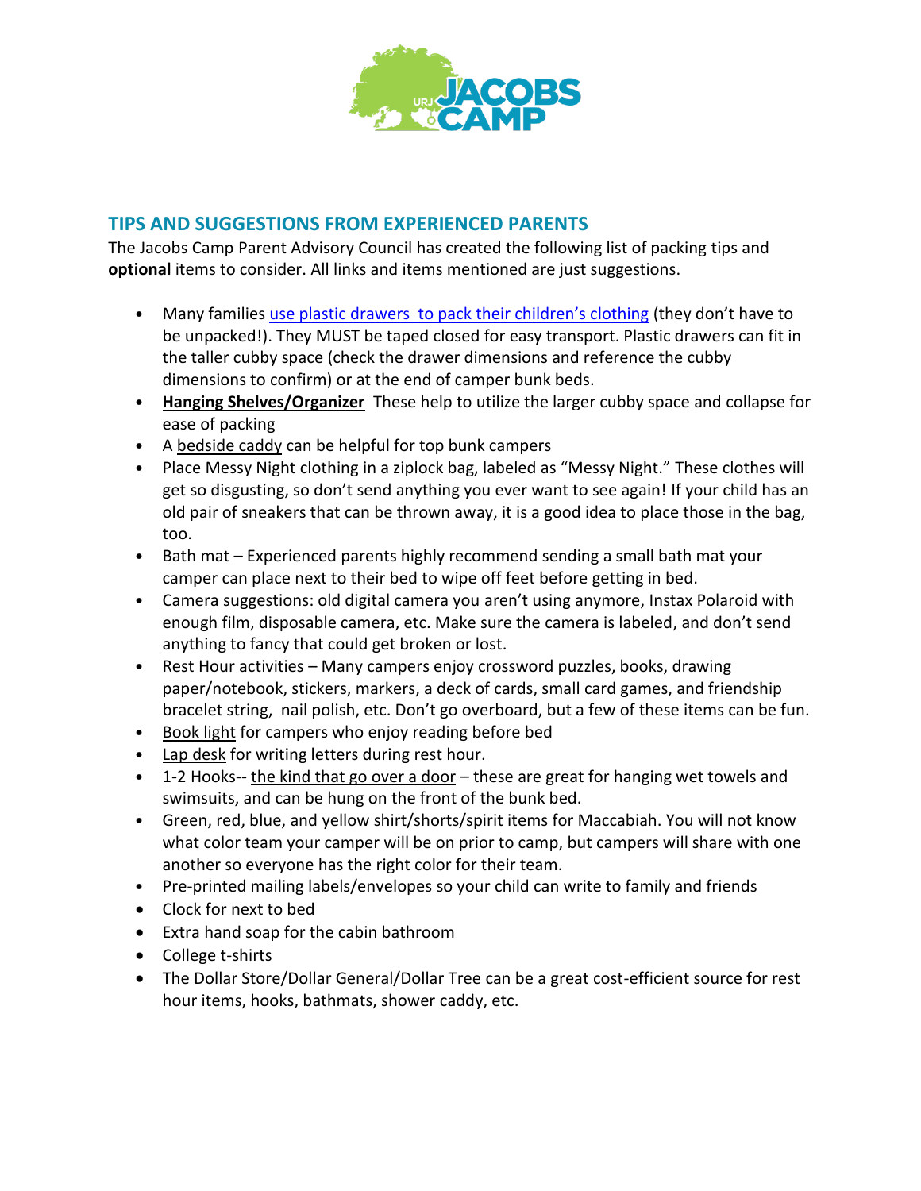## TIPS AND SUGGESTIONS FROM EXPERIENCED PARENTS

The Jacobs Camp Parent Advisory Council has created the following list of packing tips and **optional** items to consider. All links and items mentioned are just suggestions.

- Many families use plastic drawers to pack their children's clothing (they don't have to be unpacked!). They MUST be taped closed for easy transport. Plastic drawers can fit in the taller cubby space (check the drawer dimensions and reference the cubby dimensions to confirm) or at the end of camper bunk beds.
- **Hanging Shelves/Organizer** These help to utilize the larger cubby space and collapse for ease of packing
- A bedside caddy can be helpful for top bunk campers
- Place Messy Night clothing in a ziplock bag, labeled as "Messy Night." These clothes will get so disgusting, so don't send anything you ever want to see again! If your child has an old pair of sneakers that can be thrown away, it is a good idea to place those in the bag, too.
- Bath mat – Experienced parents highly recommend sending a small bath mat your camper can place next to their bed to wipe off feet before getting in bed.
- Camera suggestions: old digital camera you aren't using anymore, Instax Polaroid with enough film, disposable camera, etc. Make sure the camera is labeled, and don't send anything to fancy that could get broken or lost.
- Rest Hour activities – Many campers enjoy crossword puzzles, books, drawing paper/notebook, stickers, markers, a deck of cards, small card games, and friendship bracelet string, nail polish, etc. Don't go overboard, but a few of these items can be fun.
- Book light for campers who enjoy reading before bed
- Lap desk for writing letters during rest hour.
- 1-2 Hooks-- the kind that go over a door – these are great for hanging wet towels and swimsuits, and can be hung on the front of the bunk bed.
- Green, red, blue, and yellow shirt/shorts/spirit items for Maccabiah. You will not know what color team your camper will be on prior to camp, but campers will share with one another so everyone has the right color for their team.
- Pre-printed mailing labels/envelopes so your child can write to family and friends
- Clock for next to bed
- Extra hand soap for the cabin bathroom
- College t-shirts
- The Dollar Store/Dollar General/Dollar Tree can be a great cost-efficient source for rest hour items, hooks, bathmats, shower caddy, etc.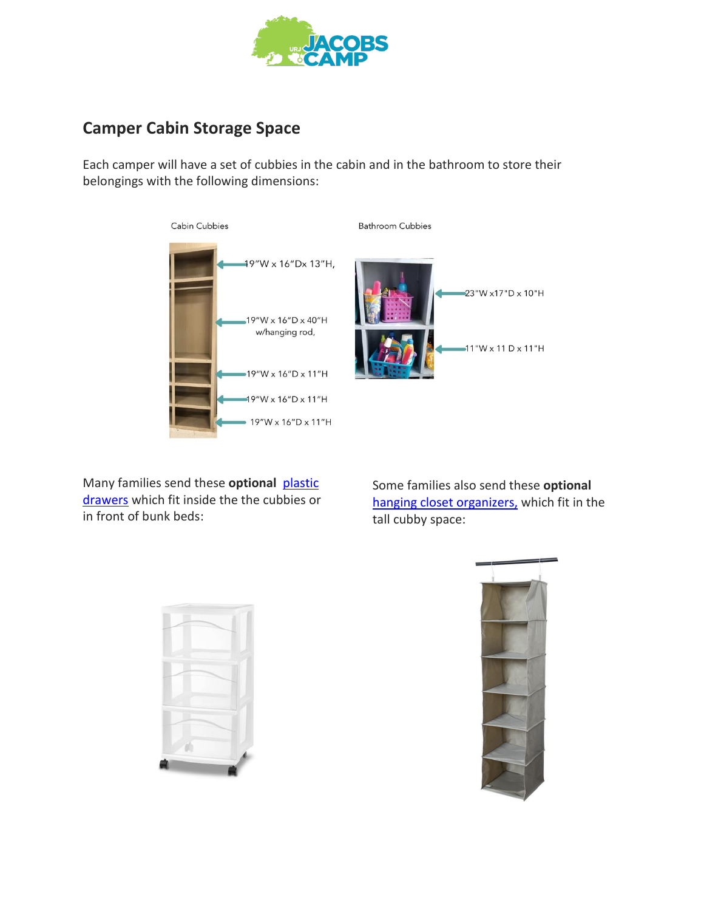## Camper Cabin Storage Space

Each camper will have a set of cubbies in the cabin and in the bathroom to store their belongings with the following dimensions:

Cabin Cubbies

- 19"W x 16"Dx 13"H,
- 19"W x 16"D x 40"H w/hanging rod,
- 19"W x 16"D x 11"H
- 19"W x 16"D x 11"H
- 19"W x 16"D x 11"H

Bathroom Cubbies

- 23"W x17"D x 10"H
- 11"W x 11 D x 11"H

Many families send these **optional** plastic drawers which fit inside the the cubbies or in front of bunk beds:

Some families also send these **optional** hanging closet organizers, which fit in the tall cubby space: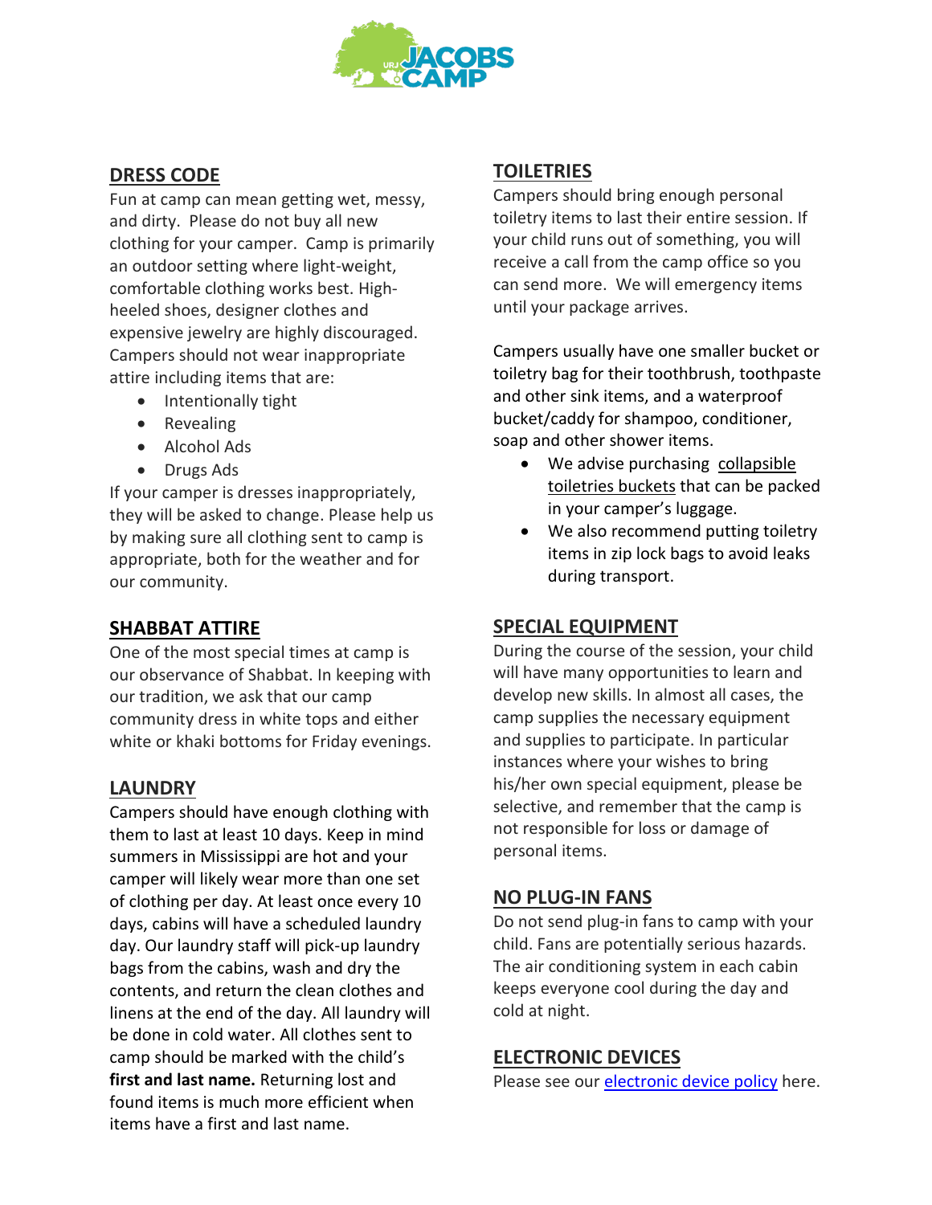## DRESS CODE

Fun at camp can mean getting wet, messy, and dirty. Please do not buy all new clothing for your camper. Camp is primarily an outdoor setting where light-weight, comfortable clothing works best. High-heeled shoes, designer clothes and expensive jewelry are highly discouraged. Campers should not wear inappropriate attire including items that are:

- Intentionally tight
- Revealing
- Alcohol Ads
- Drugs Ads

If your camper is dresses inappropriately, they will be asked to change. Please help us by making sure all clothing sent to camp is appropriate, both for the weather and for our community.

## SHABBAT ATTIRE

One of the most special times at camp is our observance of Shabbat. In keeping with our tradition, we ask that our camp community dress in white tops and either white or khaki bottoms for Friday evenings.

## LAUNDRY

Campers should have enough clothing with them to last at least 10 days. Keep in mind summers in Mississippi are hot and your camper will likely wear more than one set of clothing per day. At least once every 10 days, cabins will have a scheduled laundry day. Our laundry staff will pick-up laundry bags from the cabins, wash and dry the contents, and return the clean clothes and linens at the end of the day. All laundry will be done in cold water. All clothes sent to camp should be marked with the child's **first and last name.** Returning lost and found items is much more efficient when items have a first and last name.

## TOILETRIES

Campers should bring enough personal toiletry items to last their entire session. If your child runs out of something, you will receive a call from the camp office so you can send more. We will emergency items until your package arrives.

Campers usually have one smaller bucket or toiletry bag for their toothbrush, toothpaste and other sink items, and a waterproof bucket/caddy for shampoo, conditioner, soap and other shower items.

- We advise purchasing collapsible toiletries buckets that can be packed in your camper's luggage.
- We also recommend putting toiletry items in zip lock bags to avoid leaks during transport.

## SPECIAL EQUIPMENT

During the course of the session, your child will have many opportunities to learn and develop new skills. In almost all cases, the camp supplies the necessary equipment and supplies to participate. In particular instances where your wishes to bring his/her own special equipment, please be selective, and remember that the camp is not responsible for loss or damage of personal items.

## NO PLUG-IN FANS

Do not send plug-in fans to camp with your child. Fans are potentially serious hazards. The air conditioning system in each cabin keeps everyone cool during the day and cold at night.

## ELECTRONIC DEVICES

Please see our electronic device policy here.